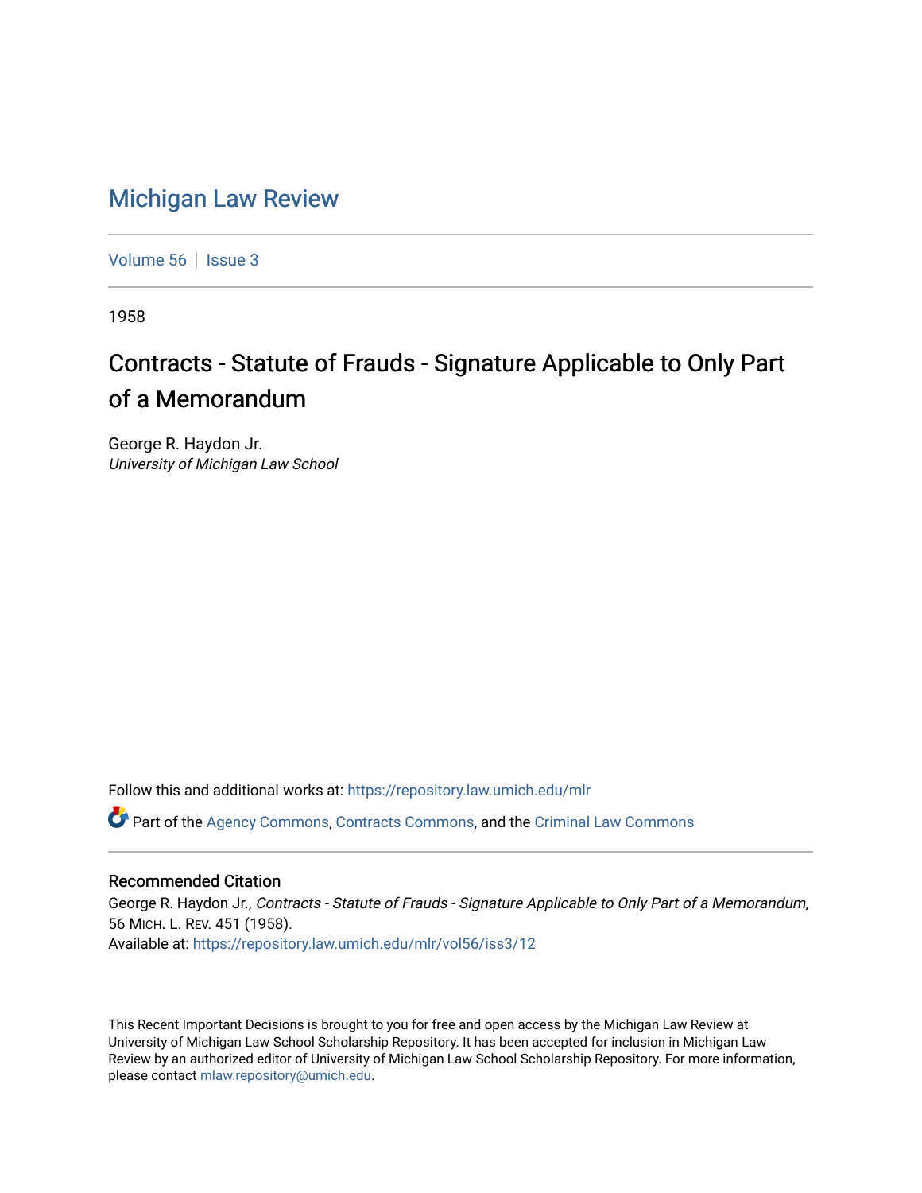# Michigan Law Review

Volume 56 | Issue 3

1958

## Contracts - Statute of Frauds - Signature Applicable to Only Part of a Memorandum

George R. Haydon Jr.
*University of Michigan Law School*

Follow this and additional works at: https://repository.law.umich.edu/mlr

Part of the Agency Commons, Contracts Commons, and the Criminal Law Commons

### Recommended Citation

George R. Haydon Jr., *Contracts - Statute of Frauds - Signature Applicable to Only Part of a Memorandum*, 56 MICH. L. REV. 451 (1958).
Available at: https://repository.law.umich.edu/mlr/vol56/iss3/12

This Recent Important Decisions is brought to you for free and open access by the Michigan Law Review at University of Michigan Law School Scholarship Repository. It has been accepted for inclusion in Michigan Law Review by an authorized editor of University of Michigan Law School Scholarship Repository. For more information, please contact mlaw.repository@umich.edu.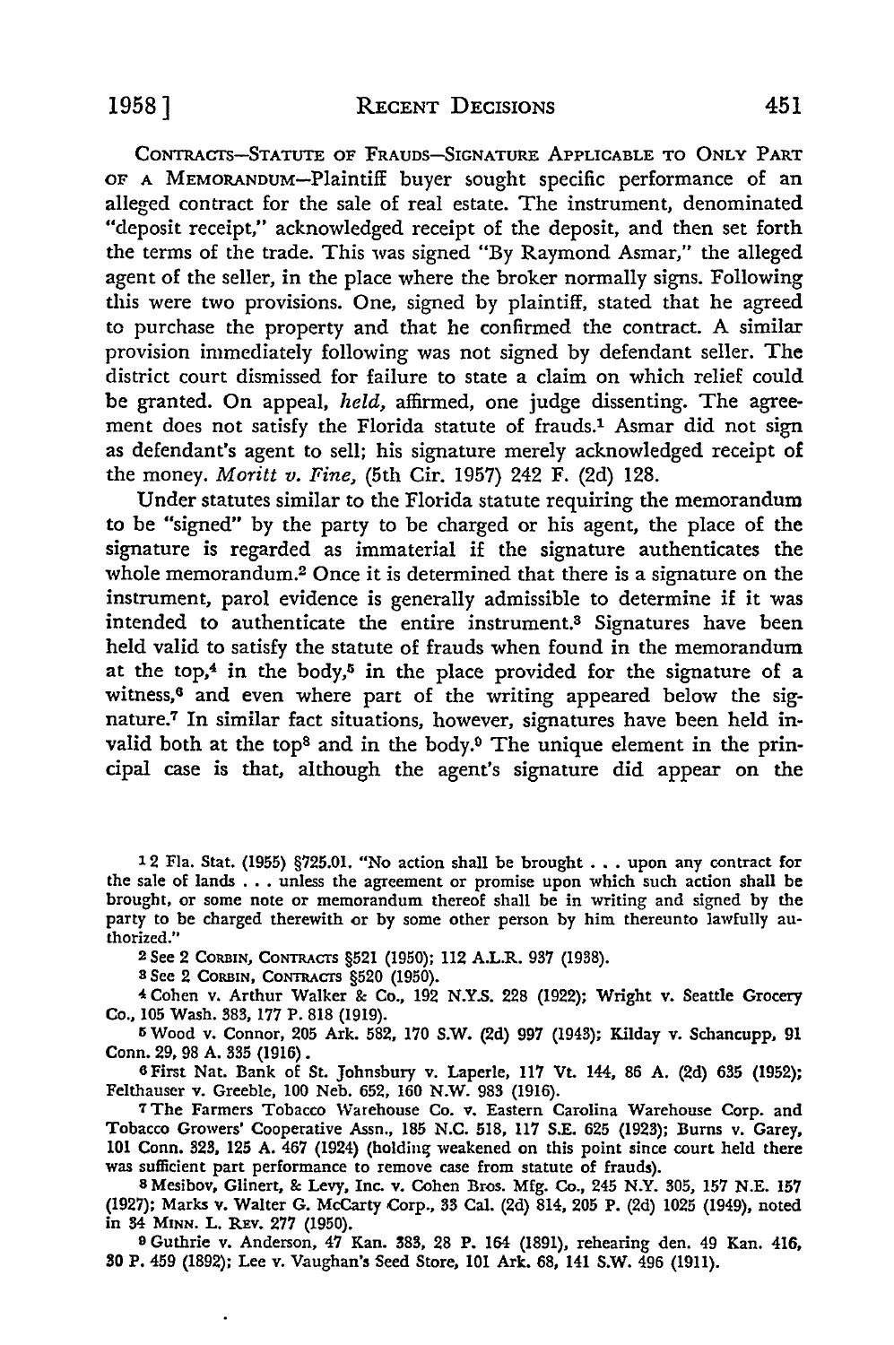CONTRACTS—STATUTE OF FRAUDS—SIGNATURE APPLICABLE TO ONLY PART OF A MEMORANDUM—Plaintiff buyer sought specific performance of an alleged contract for the sale of real estate. The instrument, denominated "deposit receipt," acknowledged receipt of the deposit, and then set forth the terms of the trade. This was signed "By Raymond Asmar," the alleged agent of the seller, in the place where the broker normally signs. Following this were two provisions. One, signed by plaintiff, stated that he agreed to purchase the property and that he confirmed the contract. A similar provision immediately following was not signed by defendant seller. The district court dismissed for failure to state a claim on which relief could be granted. On appeal, *held,* affirmed, one judge dissenting. The agreement does not satisfy the Florida statute of frauds.[1] Asmar did not sign as defendant's agent to sell; his signature merely acknowledged receipt of the money. *Moritt v. Fine,* (5th Cir. 1957) 242 F. (2d) 128.

Under statutes similar to the Florida statute requiring the memorandum to be "signed" by the party to be charged or his agent, the place of the signature is regarded as immaterial if the signature authenticates the whole memorandum.[2] Once it is determined that there is a signature on the instrument, parol evidence is generally admissible to determine if it was intended to authenticate the entire instrument.[3] Signatures have been held valid to satisfy the statute of frauds when found in the memorandum at the top,[4] in the body,[5] in the place provided for the signature of a witness,[6] and even where part of the writing appeared below the signature.[7] In similar fact situations, however, signatures have been held invalid both at the top[8] and in the body.[9] The unique element in the principal case is that, although the agent's signature did appear on the

---

[1] 2 Fla. Stat. (1955) §725.01. "No action shall be brought . . . upon any contract for the sale of lands . . . unless the agreement or promise upon which such action shall be brought, or some note or memorandum thereof shall be in writing and signed by the party to be charged therewith or by some other person by him thereunto lawfully authorized."

[2] See 2 CORBIN, CONTRACTS §521 (1950); 112 A.L.R. 937 (1938).

[3] See 2 CORBIN, CONTRACTS §520 (1950).

[4] Cohen v. Arthur Walker & Co., 192 N.Y.S. 228 (1922); Wright v. Seattle Grocery Co., 105 Wash. 383, 177 P. 818 (1919).

[5] Wood v. Connor, 205 Ark. 582, 170 S.W. (2d) 997 (1943); Kilday v. Schancupp, 91 Conn. 29, 98 A. 335 (1916).

[6] First Nat. Bank of St. Johnsbury v. Laperle, 117 Vt. 144, 86 A. (2d) 635 (1952); Felthauser v. Greeble, 100 Neb. 652, 160 N.W. 983 (1916).

[7] The Farmers Tobacco Warehouse Co. v. Eastern Carolina Warehouse Corp. and Tobacco Growers' Cooperative Assn., 185 N.C. 518, 117 S.E. 625 (1923); Burns v. Garey, 101 Conn. 323, 125 A. 467 (1924) (holding weakened on this point since court held there was sufficient part performance to remove case from statute of frauds).

[8] Mesibov, Glinert, & Levy, Inc. v. Cohen Bros. Mfg. Co., 245 N.Y. 305, 157 N.E. 157 (1927); Marks v. Walter G. McCarty Corp., 33 Cal. (2d) 814, 205 P. (2d) 1025 (1949), noted in 34 MINN. L. REV. 277 (1950).

[9] Guthrie v. Anderson, 47 Kan. 383, 28 P. 164 (1891), rehearing den. 49 Kan. 416, 30 P. 459 (1892); Lee v. Vaughan's Seed Store, 101 Ark. 68, 141 S.W. 496 (1911).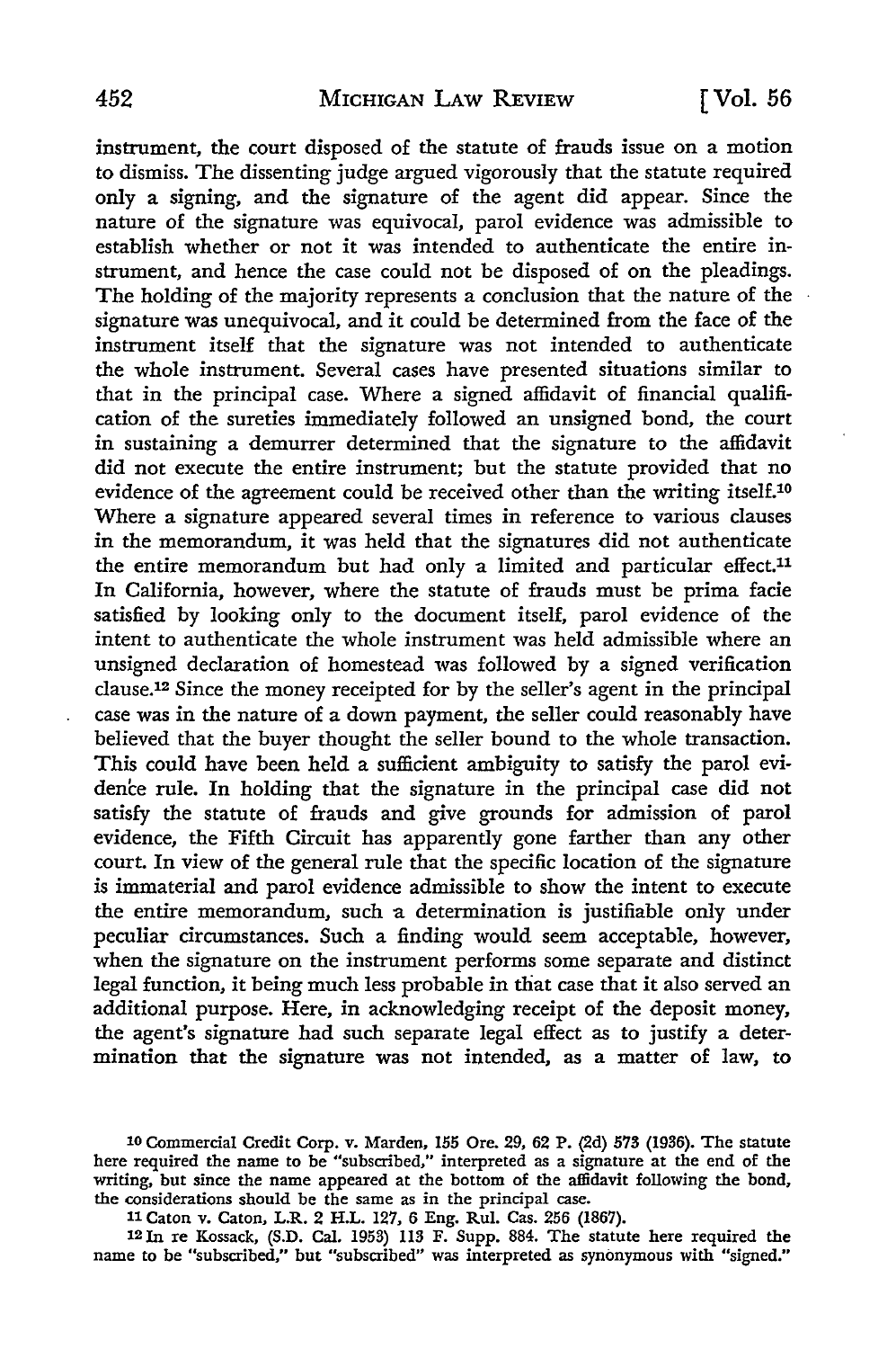instrument, the court disposed of the statute of frauds issue on a motion to dismiss. The dissenting judge argued vigorously that the statute required only a signing, and the signature of the agent did appear. Since the nature of the signature was equivocal, parol evidence was admissible to establish whether or not it was intended to authenticate the entire instrument, and hence the case could not be disposed of on the pleadings. The holding of the majority represents a conclusion that the nature of the signature was unequivocal, and it could be determined from the face of the instrument itself that the signature was not intended to authenticate the whole instrument. Several cases have presented situations similar to that in the principal case. Where a signed affidavit of financial qualification of the sureties immediately followed an unsigned bond, the court in sustaining a demurrer determined that the signature to the affidavit did not execute the entire instrument; but the statute provided that no evidence of the agreement could be received other than the writing itself.[10] Where a signature appeared several times in reference to various clauses in the memorandum, it was held that the signatures did not authenticate the entire memorandum but had only a limited and particular effect.[11] In California, however, where the statute of frauds must be prima facie satisfied by looking only to the document itself, parol evidence of the intent to authenticate the whole instrument was held admissible where an unsigned declaration of homestead was followed by a signed verification clause.[12] Since the money receipted for by the seller's agent in the principal case was in the nature of a down payment, the seller could reasonably have believed that the buyer thought the seller bound to the whole transaction. This could have been held a sufficient ambiguity to satisfy the parol evidence rule. In holding that the signature in the principal case did not satisfy the statute of frauds and give grounds for admission of parol evidence, the Fifth Circuit has apparently gone farther than any other court. In view of the general rule that the specific location of the signature is immaterial and parol evidence admissible to show the intent to execute the entire memorandum, such a determination is justifiable only under peculiar circumstances. Such a finding would seem acceptable, however, when the signature on the instrument performs some separate and distinct legal function, it being much less probable in that case that it also served an additional purpose. Here, in acknowledging receipt of the deposit money, the agent's signature had such separate legal effect as to justify a determination that the signature was not intended, as a matter of law, to

---

[10] Commercial Credit Corp. v. Marden, 155 Ore. 29, 62 P. (2d) 573 (1936). The statute here required the name to be "subscribed," interpreted as a signature at the end of the writing, but since the name appeared at the bottom of the affidavit following the bond, the considerations should be the same as in the principal case.

[11] Caton v. Caton, L.R. 2 H.L. 127, 6 Eng. Rul. Cas. 256 (1867).

[12] In re Kossack, (S.D. Cal. 1953) 113 F. Supp. 884. The statute here required the name to be "subscribed," but "subscribed" was interpreted as synonymous with "signed."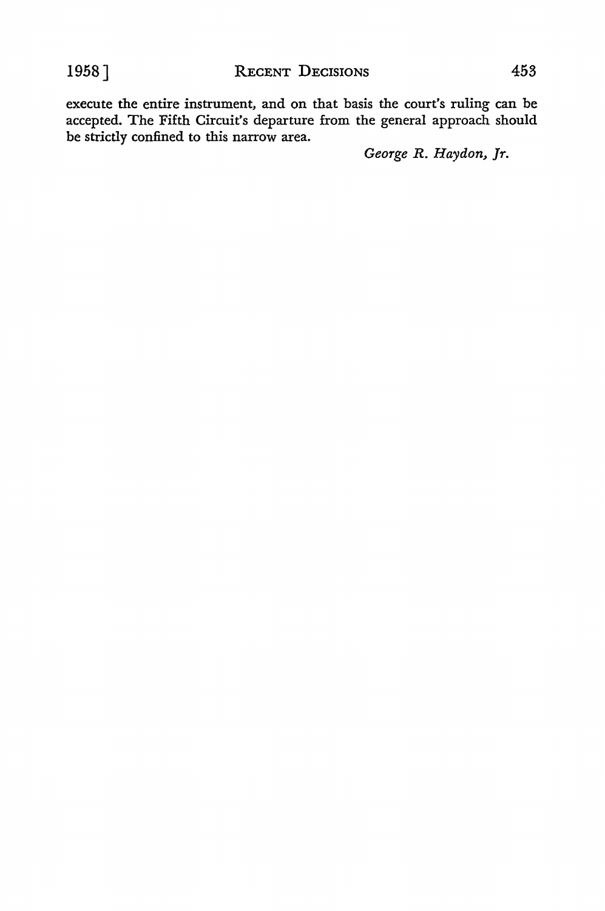execute the entire instrument, and on that basis the court's ruling can be accepted. The Fifth Circuit's departure from the general approach should be strictly confined to this narrow area.

*George R. Haydon, Jr.*